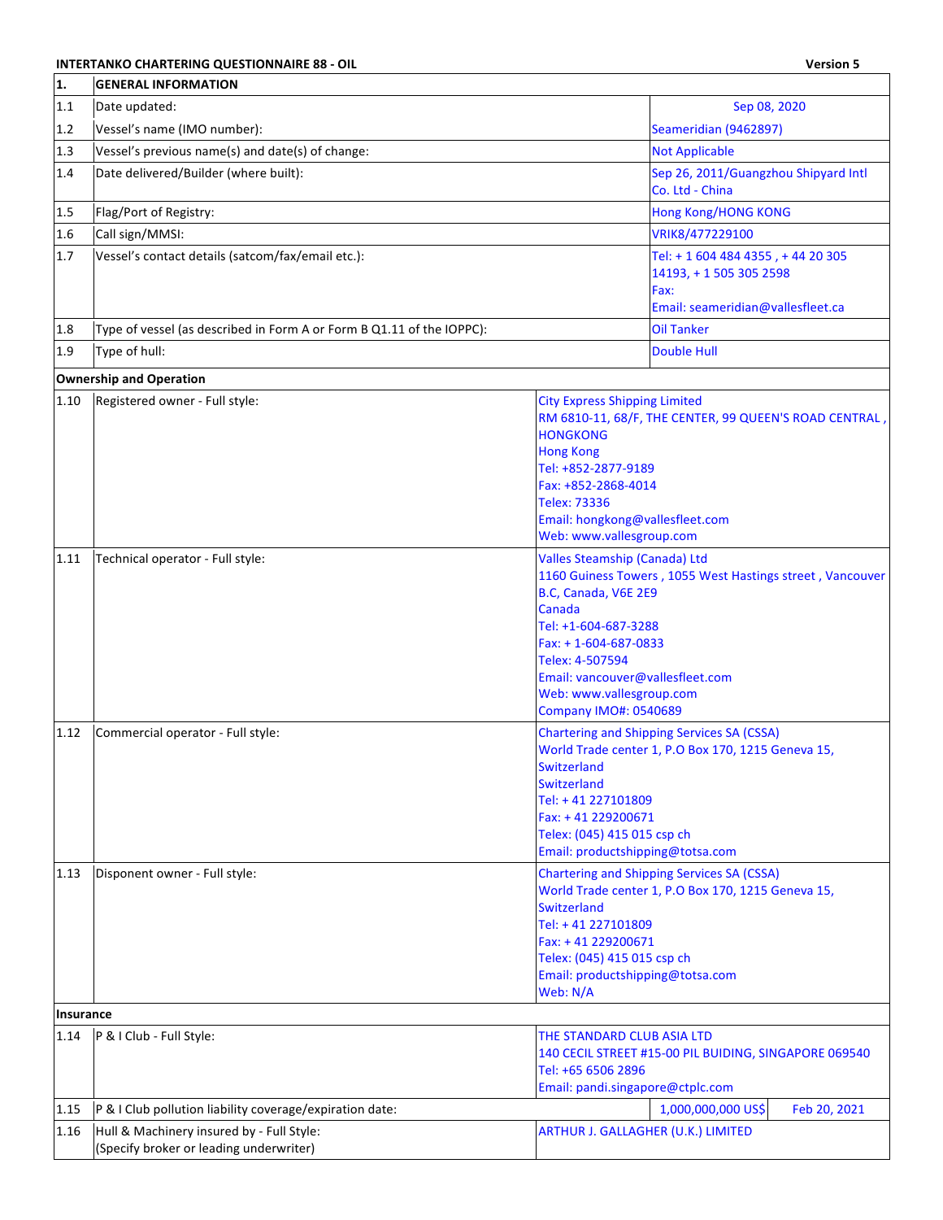**INTERTANKO CHARTERING QUESTIONNAIRE 88 - OIL** **Version 5**

| 1. | GENERAL INFORMATION | |
|---|---|---|
| 1.1 | Date updated: | Sep 08, 2020 |
| 1.2 | Vessel's name (IMO number): | Seameridian (9462897) |
| 1.3 | Vessel's previous name(s) and date(s) of change: | Not Applicable |
| 1.4 | Date delivered/Builder (where built): | Sep 26, 2011/Guangzhou Shipyard Intl Co. Ltd - China |
| 1.5 | Flag/Port of Registry: | Hong Kong/HONG KONG |
| 1.6 | Call sign/MMSI: | VRIK8/477229100 |
| 1.7 | Vessel's contact details (satcom/fax/email etc.): | Tel: + 1 604 484 4355 , + 44 20 305 14193, + 1 505 305 2598<br>Fax:<br>Email: seameridian@vallesfleet.ca |
| 1.8 | Type of vessel (as described in Form A or Form B Q1.11 of the IOPPC): | Oil Tanker |
| 1.9 | Type of hull: | Double Hull |
| **Ownership and Operation** | | |
| 1.10 | Registered owner - Full style: | City Express Shipping Limited<br>RM 6810-11, 68/F, THE CENTER, 99 QUEEN'S ROAD CENTRAL , HONGKONG<br>Hong Kong<br>Tel: +852-2877-9189<br>Fax: +852-2868-4014<br>Telex: 73336<br>Email: hongkong@vallesfleet.com<br>Web: www.vallesgroup.com |
| 1.11 | Technical operator - Full style: | Valles Steamship (Canada) Ltd<br>1160 Guiness Towers , 1055 West Hastings street , Vancouver B.C, Canada, V6E 2E9<br>Canada<br>Tel: +1-604-687-3288<br>Fax: + 1-604-687-0833<br>Telex: 4-507594<br>Email: vancouver@vallesfleet.com<br>Web: www.vallesgroup.com<br>Company IMO#: 0540689 |
| 1.12 | Commercial operator - Full style: | Chartering and Shipping Services SA (CSSA)<br>World Trade center 1, P.O Box 170, 1215 Geneva 15, Switzerland<br>Switzerland<br>Tel: + 41 227101809<br>Fax: + 41 229200671<br>Telex: (045) 415 015 csp ch<br>Email: productshipping@totsa.com |
| 1.13 | Disponent owner - Full style: | Chartering and Shipping Services SA (CSSA)<br>World Trade center 1, P.O Box 170, 1215 Geneva 15, Switzerland<br>Tel: + 41 227101809<br>Fax: + 41 229200671<br>Telex: (045) 415 015 csp ch<br>Email: productshipping@totsa.com<br>Web: N/A |
| **Insurance** | | |
| 1.14 | P & I Club - Full Style: | THE STANDARD CLUB ASIA LTD<br>140 CECIL STREET #15-00 PIL BUIDING, SINGAPORE 069540<br>Tel: +65 6506 2896<br>Email: pandi.singapore@ctplc.com |
| 1.15 | P & I Club pollution liability coverage/expiration date: | 1,000,000,000 US$ / Feb 20, 2021 |
| 1.16 | Hull & Machinery insured by - Full Style:<br>(Specify broker or leading underwriter) | ARTHUR J. GALLAGHER (U.K.) LIMITED |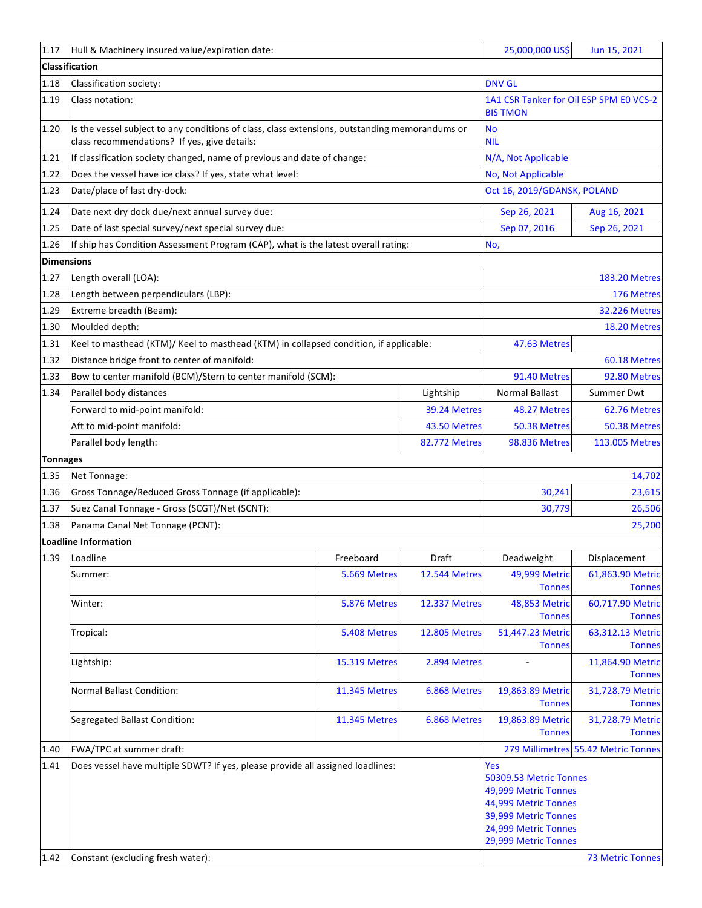| | | | | | |
|---|---|---|---|---|---|
| 1.17 | Hull & Machinery insured value/expiration date: | | | 25,000,000 US$ | Jun 15, 2021 |
| **Classification** | | | | | |
| 1.18 | Classification society: | | | DNV GL | |
| 1.19 | Class notation: | | | 1A1 CSR Tanker for Oil ESP SPM E0 VCS-2 BIS TMON | |
| 1.20 | Is the vessel subject to any conditions of class, class extensions, outstanding memorandums or class recommendations? If yes, give details: | | | No<br>NIL | |
| 1.21 | If classification society changed, name of previous and date of change: | | | N/A, Not Applicable | |
| 1.22 | Does the vessel have ice class? If yes, state what level: | | | No, Not Applicable | |
| 1.23 | Date/place of last dry-dock: | | | Oct 16, 2019/GDANSK, POLAND | |
| 1.24 | Date next dry dock due/next annual survey due: | | | Sep 26, 2021 | Aug 16, 2021 |
| 1.25 | Date of last special survey/next special survey due: | | | Sep 07, 2016 | Sep 26, 2021 |
| 1.26 | If ship has Condition Assessment Program (CAP), what is the latest overall rating: | | | No, | |
| **Dimensions** | | | | | |
| 1.27 | Length overall (LOA): | | | | 183.20 Metres |
| 1.28 | Length between perpendiculars (LBP): | | | | 176 Metres |
| 1.29 | Extreme breadth (Beam): | | | | 32.226 Metres |
| 1.30 | Moulded depth: | | | | 18.20 Metres |
| 1.31 | Keel to masthead (KTM)/ Keel to masthead (KTM) in collapsed condition, if applicable: | | | 47.63 Metres | |
| 1.32 | Distance bridge front to center of manifold: | | | | 60.18 Metres |
| 1.33 | Bow to center manifold (BCM)/Stern to center manifold (SCM): | | | 91.40 Metres | 92.80 Metres |
| 1.34 | Parallel body distances | | Lightship | Normal Ballast | Summer Dwt |
| | Forward to mid-point manifold: | | 39.24 Metres | 48.27 Metres | 62.76 Metres |
| | Aft to mid-point manifold: | | 43.50 Metres | 50.38 Metres | 50.38 Metres |
| | Parallel body length: | | 82.772 Metres | 98.836 Metres | 113.005 Metres |
| **Tonnages** | | | | | |
| 1.35 | Net Tonnage: | | | | 14,702 |
| 1.36 | Gross Tonnage/Reduced Gross Tonnage (if applicable): | | | 30,241 | 23,615 |
| 1.37 | Suez Canal Tonnage - Gross (SCGT)/Net (SCNT): | | | 30,779 | 26,506 |
| 1.38 | Panama Canal Net Tonnage (PCNT): | | | | 25,200 |
| **Loadline Information** | | | | | |
| 1.39 | Loadline | Freeboard | Draft | Deadweight | Displacement |
| | Summer: | 5.669 Metres | 12.544 Metres | 49,999 Metric Tonnes | 61,863.90 Metric Tonnes |
| | Winter: | 5.876 Metres | 12.337 Metres | 48,853 Metric Tonnes | 60,717.90 Metric Tonnes |
| | Tropical: | 5.408 Metres | 12.805 Metres | 51,447.23 Metric Tonnes | 63,312.13 Metric Tonnes |
| | Lightship: | 15.319 Metres | 2.894 Metres | - | 11,864.90 Metric Tonnes |
| | Normal Ballast Condition: | 11.345 Metres | 6.868 Metres | 19,863.89 Metric Tonnes | 31,728.79 Metric Tonnes |
| | Segregated Ballast Condition: | 11.345 Metres | 6.868 Metres | 19,863.89 Metric Tonnes | 31,728.79 Metric Tonnes |
| 1.40 | FWA/TPC at summer draft: | | | 279 Millimetres | 55.42 Metric Tonnes |
| 1.41 | Does vessel have multiple SDWT? If yes, please provide all assigned loadlines: | | | Yes<br>50309.53 Metric Tonnes<br>49,999 Metric Tonnes<br>44,999 Metric Tonnes<br>39,999 Metric Tonnes<br>24,999 Metric Tonnes<br>29,999 Metric Tonnes | |
| 1.42 | Constant (excluding fresh water): | | | | 73 Metric Tonnes |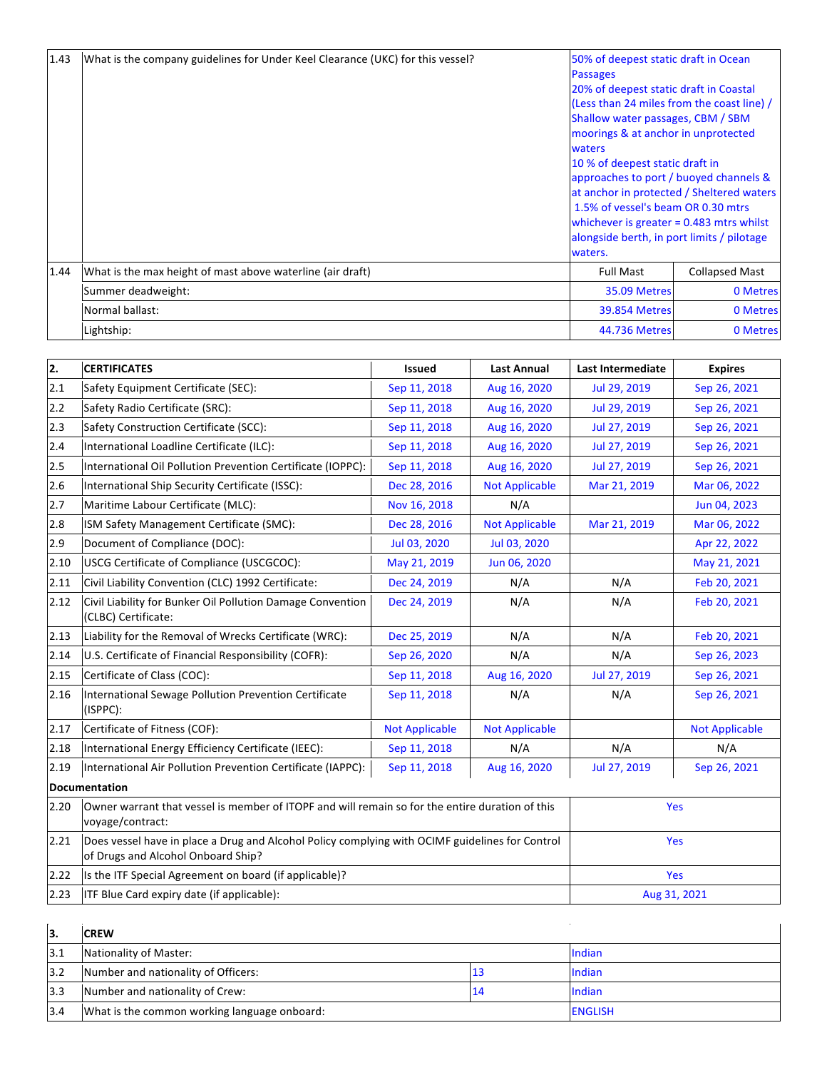| | | | |
|---|---|---|---|
| 1.43 | What is the company guidelines for Under Keel Clearance (UKC) for this vessel? | 50% of deepest static draft in Ocean Passages<br>20% of deepest static draft in Coastal (Less than 24 miles from the coast line) / Shallow water passages, CBM / SBM moorings & at anchor in unprotected waters<br>10 % of deepest static draft in approaches to port / buoyed channels & at anchor in protected / Sheltered waters<br>1.5% of vessel's beam OR 0.30 mtrs whichever is greater = 0.483 mtrs whilst alongside berth, in port limits / pilotage waters. | |
| 1.44 | What is the max height of mast above waterline (air draft) | Full Mast | Collapsed Mast |
| | Summer deadweight: | 35.09 Metres | 0 Metres |
| | Normal ballast: | 39.854 Metres | 0 Metres |
| | Lightship: | 44.736 Metres | 0 Metres |

| 2. | CERTIFICATES | Issued | Last Annual | Last Intermediate | Expires |
|---|---|---|---|---|---|
| 2.1 | Safety Equipment Certificate (SEC): | Sep 11, 2018 | Aug 16, 2020 | Jul 29, 2019 | Sep 26, 2021 |
| 2.2 | Safety Radio Certificate (SRC): | Sep 11, 2018 | Aug 16, 2020 | Jul 29, 2019 | Sep 26, 2021 |
| 2.3 | Safety Construction Certificate (SCC): | Sep 11, 2018 | Aug 16, 2020 | Jul 27, 2019 | Sep 26, 2021 |
| 2.4 | International Loadline Certificate (ILC): | Sep 11, 2018 | Aug 16, 2020 | Jul 27, 2019 | Sep 26, 2021 |
| 2.5 | International Oil Pollution Prevention Certificate (IOPPC): | Sep 11, 2018 | Aug 16, 2020 | Jul 27, 2019 | Sep 26, 2021 |
| 2.6 | International Ship Security Certificate (ISSC): | Dec 28, 2016 | Not Applicable | Mar 21, 2019 | Mar 06, 2022 |
| 2.7 | Maritime Labour Certificate (MLC): | Nov 16, 2018 | N/A | | Jun 04, 2023 |
| 2.8 | ISM Safety Management Certificate (SMC): | Dec 28, 2016 | Not Applicable | Mar 21, 2019 | Mar 06, 2022 |
| 2.9 | Document of Compliance (DOC): | Jul 03, 2020 | Jul 03, 2020 | | Apr 22, 2022 |
| 2.10 | USCG Certificate of Compliance (USCGCOC): | May 21, 2019 | Jun 06, 2020 | | May 21, 2021 |
| 2.11 | Civil Liability Convention (CLC) 1992 Certificate: | Dec 24, 2019 | N/A | N/A | Feb 20, 2021 |
| 2.12 | Civil Liability for Bunker Oil Pollution Damage Convention (CLBC) Certificate: | Dec 24, 2019 | N/A | N/A | Feb 20, 2021 |
| 2.13 | Liability for the Removal of Wrecks Certificate (WRC): | Dec 25, 2019 | N/A | N/A | Feb 20, 2021 |
| 2.14 | U.S. Certificate of Financial Responsibility (COFR): | Sep 26, 2020 | N/A | N/A | Sep 26, 2023 |
| 2.15 | Certificate of Class (COC): | Sep 11, 2018 | Aug 16, 2020 | Jul 27, 2019 | Sep 26, 2021 |
| 2.16 | International Sewage Pollution Prevention Certificate (ISPPC): | Sep 11, 2018 | N/A | N/A | Sep 26, 2021 |
| 2.17 | Certificate of Fitness (COF): | Not Applicable | Not Applicable | | Not Applicable |
| 2.18 | International Energy Efficiency Certificate (IEEC): | Sep 11, 2018 | N/A | N/A | N/A |
| 2.19 | International Air Pollution Prevention Certificate (IAPPC): | Sep 11, 2018 | Aug 16, 2020 | Jul 27, 2019 | Sep 26, 2021 |

| | Documentation | |
|---|---|---|
| 2.20 | Owner warrant that vessel is member of ITOPF and will remain so for the entire duration of this voyage/contract: | Yes |
| 2.21 | Does vessel have in place a Drug and Alcohol Policy complying with OCIMF guidelines for Control of Drugs and Alcohol Onboard Ship? | Yes |
| 2.22 | Is the ITF Special Agreement on board (if applicable)? | Yes |
| 2.23 | ITF Blue Card expiry date (if applicable): | Aug 31, 2021 |

| 3. | CREW | | |
|---|---|---|---|
| 3.1 | Nationality of Master: | | Indian |
| 3.2 | Number and nationality of Officers: | 13 | Indian |
| 3.3 | Number and nationality of Crew: | 14 | Indian |
| 3.4 | What is the common working language onboard: | | ENGLISH |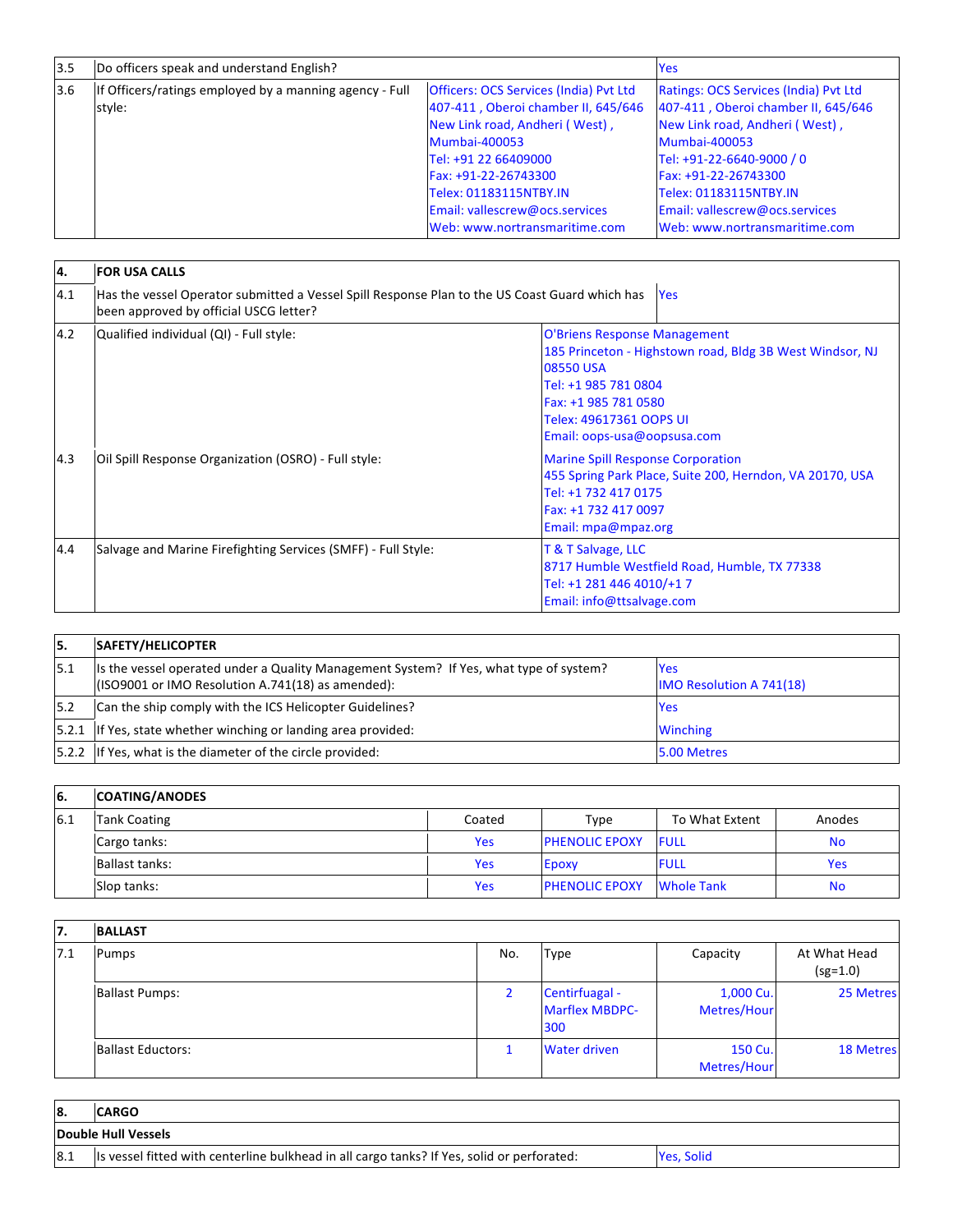| 3.5 | Do officers speak and understand English? | | Yes |
|---|---|---|---|
| 3.6 | If Officers/ratings employed by a manning agency - Full style: | Officers: OCS Services (India) Pvt Ltd<br>407-411 , Oberoi chamber II, 645/646<br>New Link road, Andheri ( West) ,<br>Mumbai-400053<br>Tel: +91 22 66409000<br>Fax: +91-22-26743300<br>Telex: 01183115NTBY.IN<br>Email: vallescrew@ocs.services<br>Web: www.nortransmaritime.com | Ratings: OCS Services (India) Pvt Ltd<br>407-411 , Oberoi chamber II, 645/646<br>New Link road, Andheri ( West) ,<br>Mumbai-400053<br>Tel: +91-22-6640-9000 / 0<br>Fax: +91-22-26743300<br>Telex: 01183115NTBY.IN<br>Email: vallescrew@ocs.services<br>Web: www.nortransmaritime.com |

| **4.** | **FOR USA CALLS** | |
|---|---|---|
| 4.1 | Has the vessel Operator submitted a Vessel Spill Response Plan to the US Coast Guard which has been approved by official USCG letter? | Yes |
| 4.2 | Qualified individual (QI) - Full style: | O'Briens Response Management<br>185 Princeton - Highstown road, Bldg 3B West Windsor, NJ 08550 USA<br>Tel: +1 985 781 0804<br>Fax: +1 985 781 0580<br>Telex: 49617361 OOPS UI<br>Email: oops-usa@oopsusa.com |
| 4.3 | Oil Spill Response Organization (OSRO) - Full style: | Marine Spill Response Corporation<br>455 Spring Park Place, Suite 200, Herndon, VA 20170, USA<br>Tel: +1 732 417 0175<br>Fax: +1 732 417 0097<br>Email: mpa@mpaz.org |
| 4.4 | Salvage and Marine Firefighting Services (SMFF) - Full Style: | T & T Salvage, LLC<br>8717 Humble Westfield Road, Humble, TX 77338<br>Tel: +1 281 446 4010/+1 7<br>Email: info@ttsalvage.com |

| **5.** | **SAFETY/HELICOPTER** | |
|---|---|---|
| 5.1 | Is the vessel operated under a Quality Management System? If Yes, what type of system? (ISO9001 or IMO Resolution A.741(18) as amended): | Yes<br>IMO Resolution A 741(18) |
| 5.2 | Can the ship comply with the ICS Helicopter Guidelines? | Yes |
| 5.2.1 | If Yes, state whether winching or landing area provided: | Winching |
| 5.2.2 | If Yes, what is the diameter of the circle provided: | 5.00 Metres |

| **6.** | **COATING/ANODES** | | | | |
|---|---|---|---|---|---|
| 6.1 | Tank Coating | Coated | Type | To What Extent | Anodes |
| | Cargo tanks: | Yes | PHENOLIC EPOXY | FULL | No |
| | Ballast tanks: | Yes | Epoxy | FULL | Yes |
| | Slop tanks: | Yes | PHENOLIC EPOXY | Whole Tank | No |

| **7.** | **BALLAST** | | | | |
|---|---|---|---|---|---|
| 7.1 | Pumps | No. | Type | Capacity | At What Head (sg=1.0) |
| | Ballast Pumps: | 2 | Centirfuagal - Marflex MBDPC-300 | 1,000 Cu. Metres/Hour | 25 Metres |
| | Ballast Eductors: | 1 | Water driven | 150 Cu. Metres/Hour | 18 Metres |

| **8.** | **CARGO** | |
|---|---|---|
| **Double Hull Vessels** | | |
| 8.1 | Is vessel fitted with centerline bulkhead in all cargo tanks? If Yes, solid or perforated: | Yes, Solid |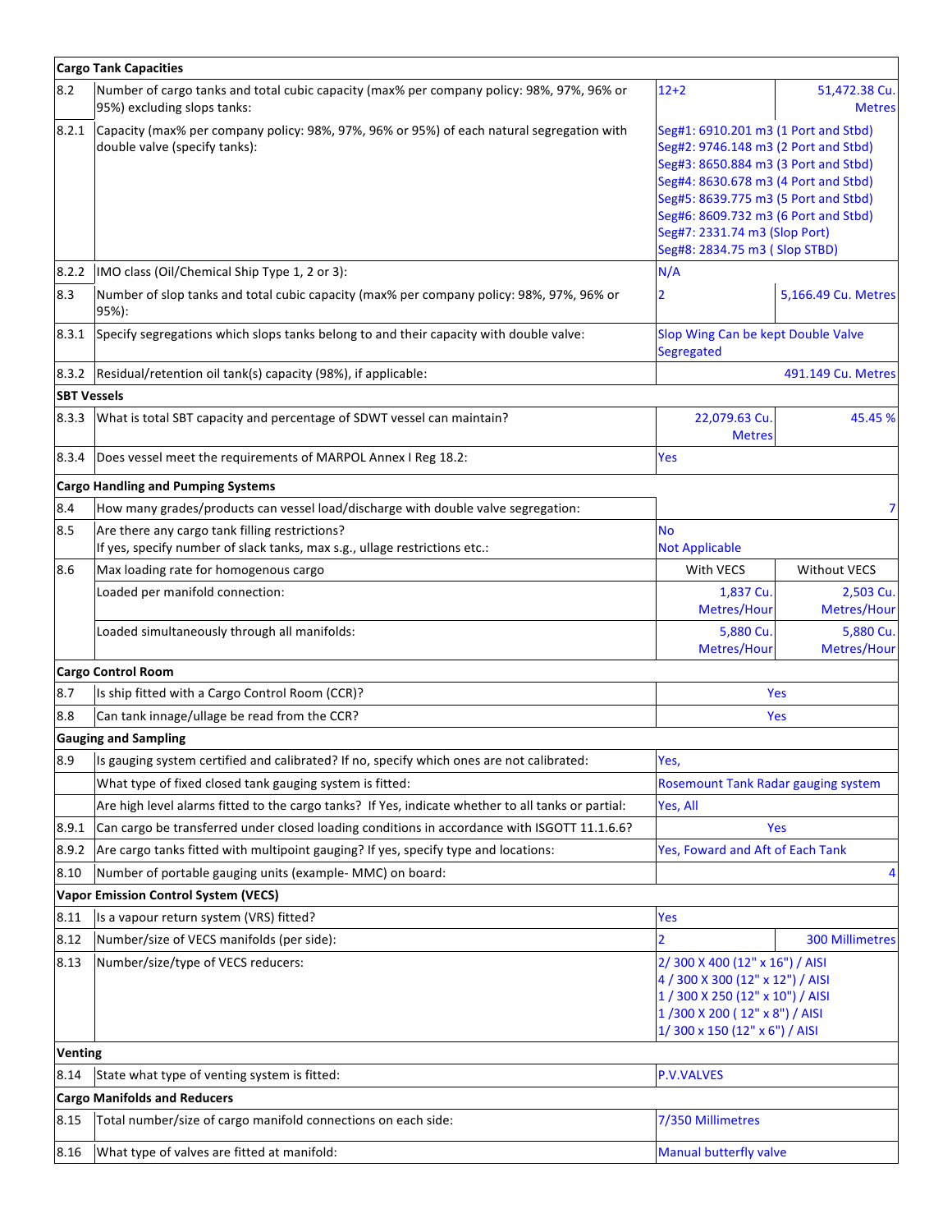| | **Cargo Tank Capacities** | | |
|---|---|---|---|
| 8.2 | Number of cargo tanks and total cubic capacity (max% per company policy: 98%, 97%, 96% or 95%) excluding slops tanks: | 12+2 | 51,472.38 Cu. Metres |
| 8.2.1 | Capacity (max% per company policy: 98%, 97%, 96% or 95%) of each natural segregation with double valve (specify tanks): | Seg#1: 6910.201 m3 (1 Port and Stbd)<br>Seg#2: 9746.148 m3 (2 Port and Stbd)<br>Seg#3: 8650.884 m3 (3 Port and Stbd)<br>Seg#4: 8630.678 m3 (4 Port and Stbd)<br>Seg#5: 8639.775 m3 (5 Port and Stbd)<br>Seg#6: 8609.732 m3 (6 Port and Stbd)<br>Seg#7: 2331.74 m3 (Slop Port)<br>Seg#8: 2834.75 m3 ( Slop STBD) | |
| 8.2.2 | IMO class (Oil/Chemical Ship Type 1, 2 or 3): | N/A | |
| 8.3 | Number of slop tanks and total cubic capacity (max% per company policy: 98%, 97%, 96% or 95%): | 2 | 5,166.49 Cu. Metres |
| 8.3.1 | Specify segregations which slops tanks belong to and their capacity with double valve: | Slop Wing Can be kept Double Valve Segregated | |
| 8.3.2 | Residual/retention oil tank(s) capacity (98%), if applicable: | | 491.149 Cu. Metres |
| | **SBT Vessels** | | |
| 8.3.3 | What is total SBT capacity and percentage of SDWT vessel can maintain? | 22,079.63 Cu. Metres | 45.45 % |
| 8.3.4 | Does vessel meet the requirements of MARPOL Annex I Reg 18.2: | Yes | |
| | **Cargo Handling and Pumping Systems** | | |
| 8.4 | How many grades/products can vessel load/discharge with double valve segregation: | | 7 |
| 8.5 | Are there any cargo tank filling restrictions?<br>If yes, specify number of slack tanks, max s.g., ullage restrictions etc.: | No<br>Not Applicable | |
| 8.6 | Max loading rate for homogenous cargo | With VECS | Without VECS |
| | Loaded per manifold connection: | 1,837 Cu. Metres/Hour | 2,503 Cu. Metres/Hour |
| | Loaded simultaneously through all manifolds: | 5,880 Cu. Metres/Hour | 5,880 Cu. Metres/Hour |
| | **Cargo Control Room** | | |
| 8.7 | Is ship fitted with a Cargo Control Room (CCR)? | Yes | |
| 8.8 | Can tank innage/ullage be read from the CCR? | Yes | |
| | **Gauging and Sampling** | | |
| 8.9 | Is gauging system certified and calibrated? If no, specify which ones are not calibrated: | Yes, | |
| | What type of fixed closed tank gauging system is fitted: | Rosemount Tank Radar gauging system | |
| | Are high level alarms fitted to the cargo tanks? If Yes, indicate whether to all tanks or partial: | Yes, All | |
| 8.9.1 | Can cargo be transferred under closed loading conditions in accordance with ISGOTT 11.1.6.6? | Yes | |
| 8.9.2 | Are cargo tanks fitted with multipoint gauging? If yes, specify type and locations: | Yes, Foward and Aft of Each Tank | |
| 8.10 | Number of portable gauging units (example- MMC) on board: | | 4 |
| | **Vapor Emission Control System (VECS)** | | |
| 8.11 | Is a vapour return system (VRS) fitted? | Yes | |
| 8.12 | Number/size of VECS manifolds (per side): | 2 | 300 Millimetres |
| 8.13 | Number/size/type of VECS reducers: | 2/ 300 X 400 (12" x 16") / AISI<br>4 / 300 X 300 (12" x 12") / AISI<br>1 / 300 X 250 (12" x 10") / AISI<br>1 /300 X 200 ( 12" x 8") / AISI<br>1/ 300 x 150 (12" x 6") / AISI | |
| | **Venting** | | |
| 8.14 | State what type of venting system is fitted: | P.V.VALVES | |
| | **Cargo Manifolds and Reducers** | | |
| 8.15 | Total number/size of cargo manifold connections on each side: | 7/350 Millimetres | |
| 8.16 | What type of valves are fitted at manifold: | Manual butterfly valve | |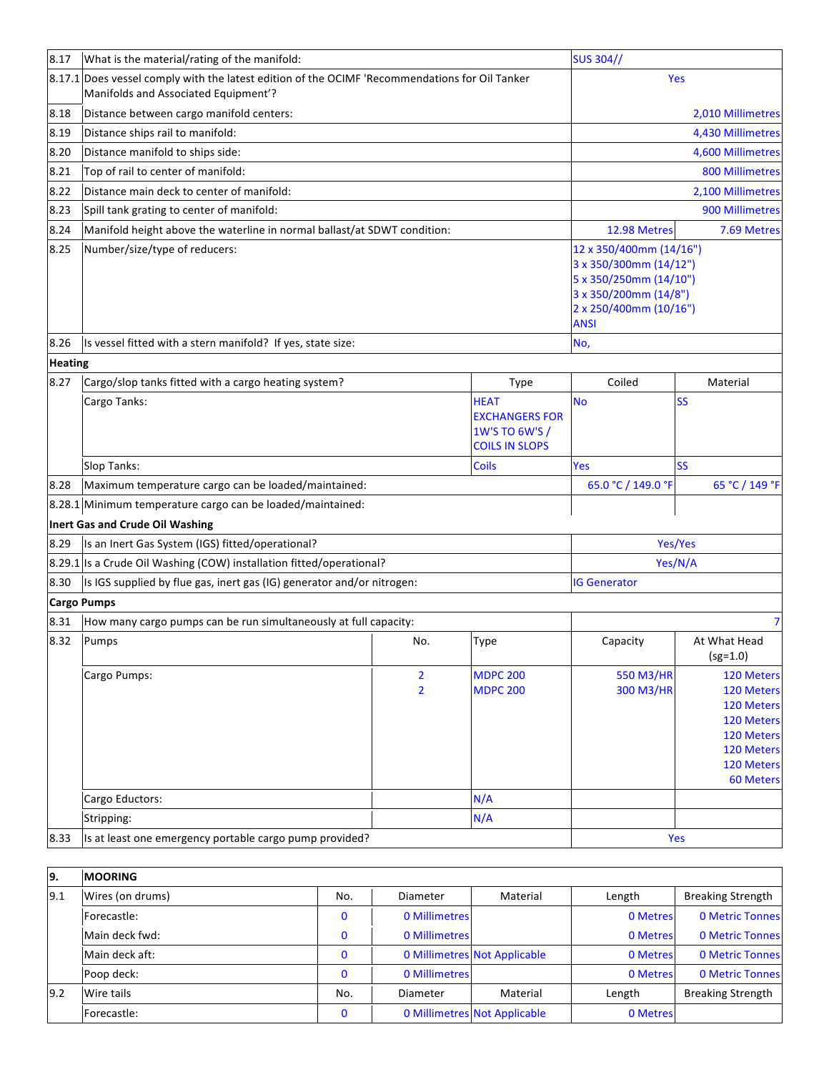| | | | | | |
|---|---|---|---|---|---|
| 8.17 | What is the material/rating of the manifold: | | | SUS 304// | |
| 8.17.1 | Does vessel comply with the latest edition of the OCIMF 'Recommendations for Oil Tanker Manifolds and Associated Equipment'? | | | Yes | |
| 8.18 | Distance between cargo manifold centers: | | | | 2,010 Millimetres |
| 8.19 | Distance ships rail to manifold: | | | | 4,430 Millimetres |
| 8.20 | Distance manifold to ships side: | | | | 4,600 Millimetres |
| 8.21 | Top of rail to center of manifold: | | | | 800 Millimetres |
| 8.22 | Distance main deck to center of manifold: | | | | 2,100 Millimetres |
| 8.23 | Spill tank grating to center of manifold: | | | | 900 Millimetres |
| 8.24 | Manifold height above the waterline in normal ballast/at SDWT condition: | | | 12.98 Metres | 7.69 Metres |
| 8.25 | Number/size/type of reducers: | | | 12 x 350/400mm (14/16")<br>3 x 350/300mm (14/12")<br>5 x 350/250mm (14/10")<br>3 x 350/200mm (14/8")<br>2 x 250/400mm (10/16")<br>ANSI | |
| 8.26 | Is vessel fitted with a stern manifold? If yes, state size: | | | No, | |
| **Heating** | | | | | |
| 8.27 | Cargo/slop tanks fitted with a cargo heating system? | | Type | Coiled | Material |
| | Cargo Tanks: | | HEAT EXCHANGERS FOR 1W'S TO 6W'S / COILS IN SLOPS | No | SS |
| | Slop Tanks: | | Coils | Yes | SS |
| 8.28 | Maximum temperature cargo can be loaded/maintained: | | | 65.0 °C / 149.0 °F | 65 °C / 149 °F |
| 8.28.1 | Minimum temperature cargo can be loaded/maintained: | | | | |
| **Inert Gas and Crude Oil Washing** | | | | | |
| 8.29 | Is an Inert Gas System (IGS) fitted/operational? | | | Yes/Yes | |
| 8.29.1 | Is a Crude Oil Washing (COW) installation fitted/operational? | | | Yes/N/A | |
| 8.30 | Is IGS supplied by flue gas, inert gas (IG) generator and/or nitrogen: | | | IG Generator | |
| **Cargo Pumps** | | | | | |
| 8.31 | How many cargo pumps can be run simultaneously at full capacity: | | | | 7 |
| 8.32 | Pumps | No. | Type | Capacity | At What Head (sg=1.0) |
| | Cargo Pumps: | 2<br>2 | MDPC 200<br>MDPC 200 | 550 M3/HR<br>300 M3/HR | 120 Meters<br>120 Meters<br>120 Meters<br>120 Meters<br>120 Meters<br>120 Meters<br>120 Meters<br>60 Meters |
| | Cargo Eductors: | | N/A | | |
| | Stripping: | | N/A | | |
| 8.33 | Is at least one emergency portable cargo pump provided? | | | Yes | |

| 9. | MOORING | | | | | |
|---|---|---|---|---|---|---|
| 9.1 | Wires (on drums) | No. | Diameter | Material | Length | Breaking Strength |
| | Forecastle: | 0 | 0 Millimetres | | 0 Metres | 0 Metric Tonnes |
| | Main deck fwd: | 0 | 0 Millimetres | | 0 Metres | 0 Metric Tonnes |
| | Main deck aft: | 0 | 0 Millimetres | Not Applicable | 0 Metres | 0 Metric Tonnes |
| | Poop deck: | 0 | 0 Millimetres | | 0 Metres | 0 Metric Tonnes |
| 9.2 | Wire tails | No. | Diameter | Material | Length | Breaking Strength |
| | Forecastle: | 0 | 0 Millimetres | Not Applicable | 0 Metres | |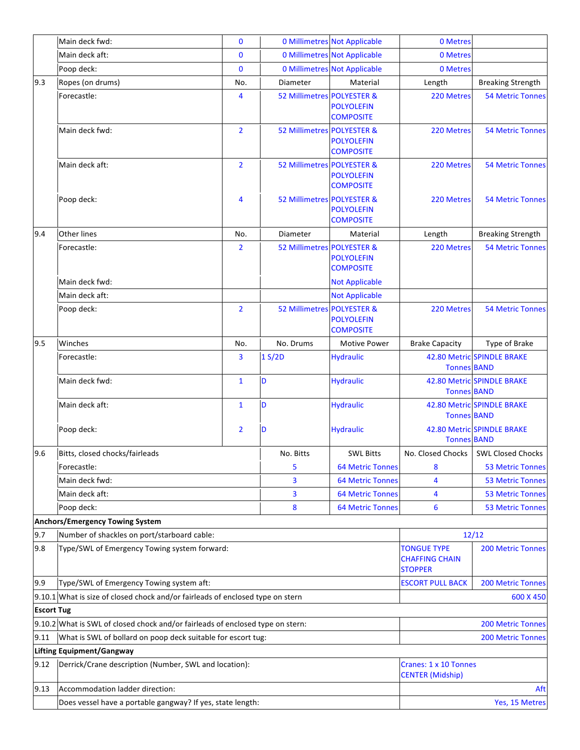|  |  |  |  |  |  |  |
|---|---|---|---|---|---|---|
|  | Main deck fwd: | 0 | 0 Millimetres | Not Applicable | 0 Metres |  |
|  | Main deck aft: | 0 | 0 Millimetres | Not Applicable | 0 Metres |  |
|  | Poop deck: | 0 | 0 Millimetres | Not Applicable | 0 Metres |  |
| 9.3 | Ropes (on drums) | No. | Diameter | Material | Length | Breaking Strength |
|  | Forecastle: | 4 | 52 Millimetres | POLYESTER & POLYOLEFIN COMPOSITE | 220 Metres | 54 Metric Tonnes |
|  | Main deck fwd: | 2 | 52 Millimetres | POLYESTER & POLYOLEFIN COMPOSITE | 220 Metres | 54 Metric Tonnes |
|  | Main deck aft: | 2 | 52 Millimetres | POLYESTER & POLYOLEFIN COMPOSITE | 220 Metres | 54 Metric Tonnes |
|  | Poop deck: | 4 | 52 Millimetres | POLYESTER & POLYOLEFIN COMPOSITE | 220 Metres | 54 Metric Tonnes |
| 9.4 | Other lines | No. | Diameter | Material | Length | Breaking Strength |
|  | Forecastle: | 2 | 52 Millimetres | POLYESTER & POLYOLEFIN COMPOSITE | 220 Metres | 54 Metric Tonnes |
|  | Main deck fwd: |  |  | Not Applicable |  |  |
|  | Main deck aft: |  |  | Not Applicable |  |  |
|  | Poop deck: | 2 | 52 Millimetres | POLYESTER & POLYOLEFIN COMPOSITE | 220 Metres | 54 Metric Tonnes |
| 9.5 | Winches | No. | No. Drums | Motive Power | Brake Capacity | Type of Brake |
|  | Forecastle: | 3 | 1 S/2D | Hydraulic | 42.80 Metric Tonnes | SPINDLE BRAKE BAND |
|  | Main deck fwd: | 1 | D | Hydraulic | 42.80 Metric Tonnes | SPINDLE BRAKE BAND |
|  | Main deck aft: | 1 | D | Hydraulic | 42.80 Metric Tonnes | SPINDLE BRAKE BAND |
|  | Poop deck: | 2 | D | Hydraulic | 42.80 Metric Tonnes | SPINDLE BRAKE BAND |
| 9.6 | Bitts, closed chocks/fairleads |  | No. Bitts | SWL Bitts | No. Closed Chocks | SWL Closed Chocks |
|  | Forecastle: |  | 5 | 64 Metric Tonnes | 8 | 53 Metric Tonnes |
|  | Main deck fwd: |  | 3 | 64 Metric Tonnes | 4 | 53 Metric Tonnes |
|  | Main deck aft: |  | 3 | 64 Metric Tonnes | 4 | 53 Metric Tonnes |
|  | Poop deck: |  | 8 | 64 Metric Tonnes | 6 | 53 Metric Tonnes |
| **Anchors/Emergency Towing System** |  |  |  |  |  |  |
| 9.7 | Number of shackles on port/starboard cable: |  |  |  | 12/12 |  |
| 9.8 | Type/SWL of Emergency Towing system forward: |  |  |  | TONGUE TYPE CHAFFING CHAIN STOPPER | 200 Metric Tonnes |
| 9.9 | Type/SWL of Emergency Towing system aft: |  |  |  | ESCORT PULL BACK | 200 Metric Tonnes |
| 9.10.1 | What is size of closed chock and/or fairleads of enclosed type on stern |  |  |  |  | 600 X 450 |
| **Escort Tug** |  |  |  |  |  |  |
| 9.10.2 | What is SWL of closed chock and/or fairleads of enclosed type on stern: |  |  |  |  | 200 Metric Tonnes |
| 9.11 | What is SWL of bollard on poop deck suitable for escort tug: |  |  |  |  | 200 Metric Tonnes |
| **Lifting Equipment/Gangway** |  |  |  |  |  |  |
| 9.12 | Derrick/Crane description (Number, SWL and location): |  |  |  | Cranes: 1 x 10 Tonnes CENTER (Midship) |  |
| 9.13 | Accommodation ladder direction: |  |  |  |  | Aft |
|  | Does vessel have a portable gangway? If yes, state length: |  |  |  |  | Yes, 15 Metres |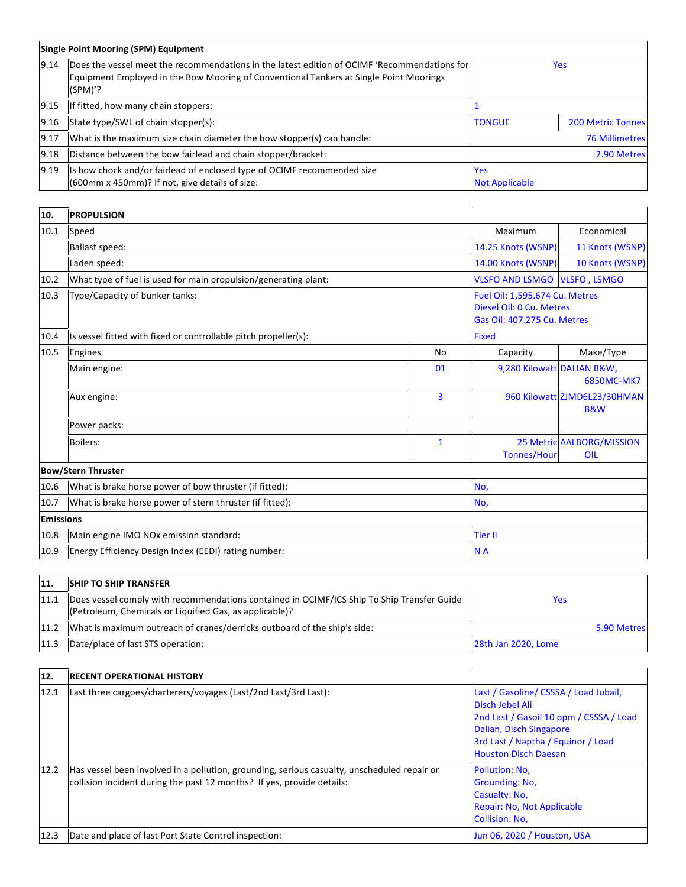| Single Point Mooring (SPM) Equipment | | | |
|---|---|---|---|
| 9.14 | Does the vessel meet the recommendations in the latest edition of OCIMF 'Recommendations for Equipment Employed in the Bow Mooring of Conventional Tankers at Single Point Moorings (SPM)'? | Yes | |
| 9.15 | If fitted, how many chain stoppers: | 1 | |
| 9.16 | State type/SWL of chain stopper(s): | TONGUE | 200 Metric Tonnes |
| 9.17 | What is the maximum size chain diameter the bow stopper(s) can handle: | | 76 Millimetres |
| 9.18 | Distance between the bow fairlead and chain stopper/bracket: | | 2.90 Metres |
| 9.19 | Is bow chock and/or fairlead of enclosed type of OCIMF recommended size (600mm x 450mm)? If not, give details of size: | Yes<br>Not Applicable | |

| 10. | PROPULSION | | | |
|---|---|---|---|---|
| 10.1 | Speed | | Maximum | Economical |
| | Ballast speed: | | 14.25 Knots (WSNP) | 11 Knots (WSNP) |
| | Laden speed: | | 14.00 Knots (WSNP) | 10 Knots (WSNP) |
| 10.2 | What type of fuel is used for main propulsion/generating plant: | | VLSFO AND LSMGO | VLSFO , LSMGO |
| 10.3 | Type/Capacity of bunker tanks: | | Fuel Oil: 1,595.674 Cu. Metres<br>Diesel Oil: 0 Cu. Metres<br>Gas Oil: 407.275 Cu. Metres | |
| 10.4 | Is vessel fitted with fixed or controllable pitch propeller(s): | | Fixed | |
| 10.5 | Engines | No | Capacity | Make/Type |
| | Main engine: | 01 | 9,280 Kilowatt | DALIAN B&W, 6850MC-MK7 |
| | Aux engine: | 3 | 960 Kilowatt | ZJMD6L23/30HMAN B&W |
| | Power packs: | | | |
| | Boilers: | 1 | 25 Metric Tonnes/Hour | AALBORG/MISSION OIL |
| **Bow/Stern Thruster** | | | | |
| 10.6 | What is brake horse power of bow thruster (if fitted): | | No, | |
| 10.7 | What is brake horse power of stern thruster (if fitted): | | No, | |
| **Emissions** | | | | |
| 10.8 | Main engine IMO NOx emission standard: | | Tier II | |
| 10.9 | Energy Efficiency Design Index (EEDI) rating number: | | N A | |

| 11. | SHIP TO SHIP TRANSFER | |
|---|---|---|
| 11.1 | Does vessel comply with recommendations contained in OCIMF/ICS Ship To Ship Transfer Guide (Petroleum, Chemicals or Liquified Gas, as applicable)? | Yes |
| 11.2 | What is maximum outreach of cranes/derricks outboard of the ship's side: | 5.90 Metres |
| 11.3 | Date/place of last STS operation: | 28th Jan 2020, Lome |

| 12. | RECENT OPERATIONAL HISTORY | |
|---|---|---|
| 12.1 | Last three cargoes/charterers/voyages (Last/2nd Last/3rd Last): | Last / Gasoline/ CSSSA / Load Jubail, Disch Jebel Ali<br>2nd Last / Gasoil 10 ppm / CSSSA / Load Dalian, Disch Singapore<br>3rd Last / Naptha / Equinor / Load Houston Disch Daesan |
| 12.2 | Has vessel been involved in a pollution, grounding, serious casualty, unscheduled repair or collision incident during the past 12 months? If yes, provide details: | Pollution: No,<br>Grounding: No,<br>Casualty: No,<br>Repair: No, Not Applicable<br>Collision: No, |
| 12.3 | Date and place of last Port State Control inspection: | Jun 06, 2020 / Houston, USA |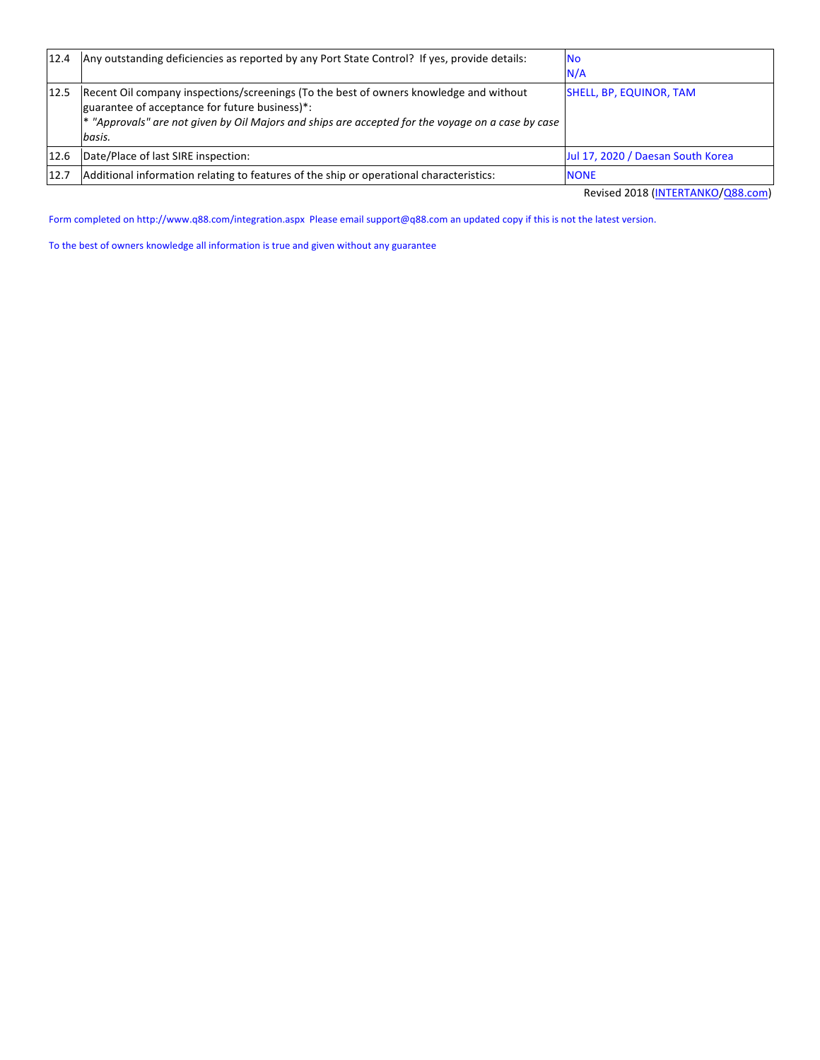| | | |
|---|---|---|
| 12.4 | Any outstanding deficiencies as reported by any Port State Control? If yes, provide details: | No<br>N/A |
| 12.5 | Recent Oil company inspections/screenings (To the best of owners knowledge and without guarantee of acceptance for future business)*:<br>* *"Approvals" are not given by Oil Majors and ships are accepted for the voyage on a case by case basis.* | SHELL, BP, EQUINOR, TAM |
| 12.6 | Date/Place of last SIRE inspection: | Jul 17, 2020 / Daesan South Korea |
| 12.7 | Additional information relating to features of the ship or operational characteristics: | NONE |

Revised 2018 (INTERTANKO/Q88.com)

Form completed on http://www.q88.com/integration.aspx Please email support@q88.com an updated copy if this is not the latest version.

To the best of owners knowledge all information is true and given without any guarantee